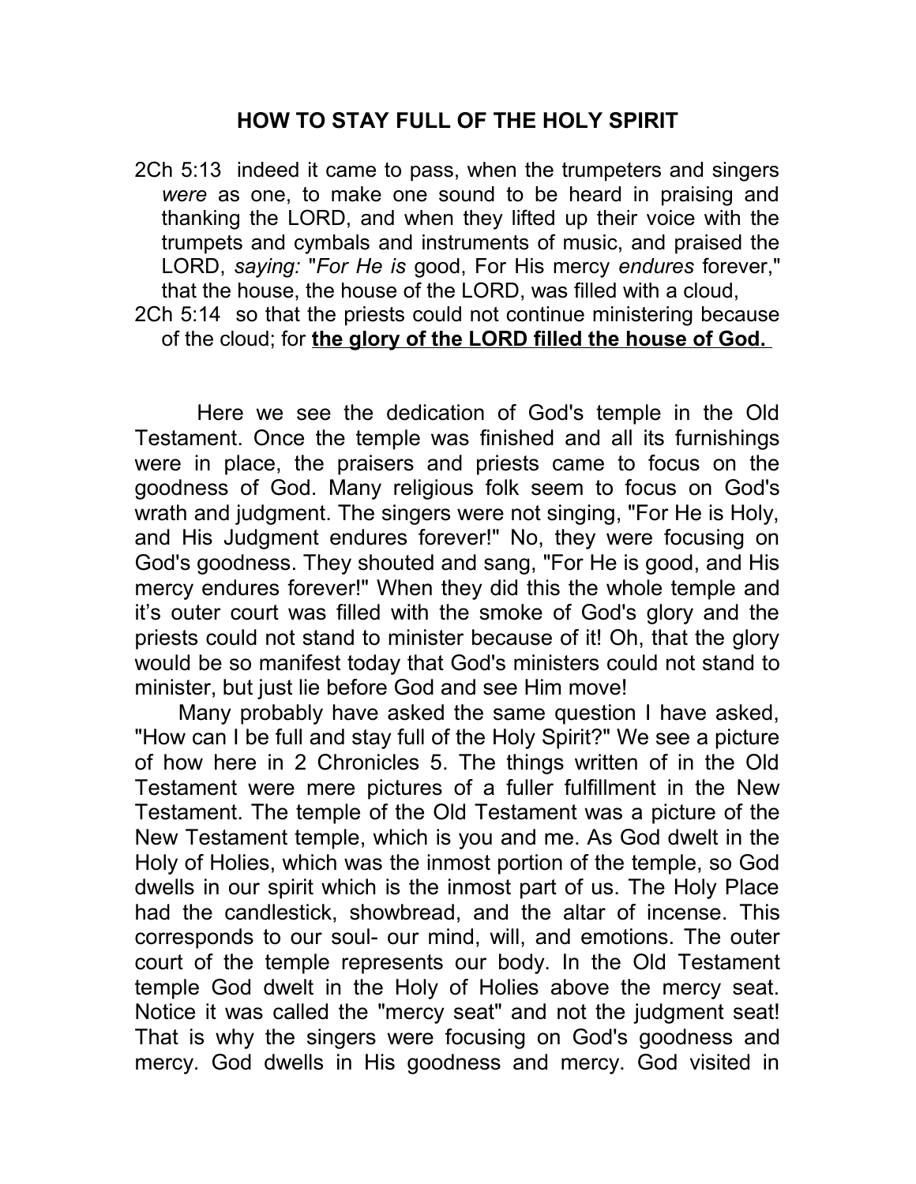# HOW TO STAY FULL OF THE HOLY SPIRIT

2Ch 5:13 indeed it came to pass, when the trumpeters and singers *were* as one, to make one sound to be heard in praising and thanking the LORD, and when they lifted up their voice with the trumpets and cymbals and instruments of music, and praised the LORD, *saying:* "*For He is* good, For His mercy *endures* forever," that the house, the house of the LORD, was filled with a cloud,

2Ch 5:14 so that the priests could not continue ministering because of the cloud; for **the glory of the LORD filled the house of God.**

Here we see the dedication of God's temple in the Old Testament. Once the temple was finished and all its furnishings were in place, the praisers and priests came to focus on the goodness of God. Many religious folk seem to focus on God's wrath and judgment. The singers were not singing, "For He is Holy, and His Judgment endures forever!" No, they were focusing on God's goodness. They shouted and sang, "For He is good, and His mercy endures forever!" When they did this the whole temple and it's outer court was filled with the smoke of God's glory and the priests could not stand to minister because of it! Oh, that the glory would be so manifest today that God's ministers could not stand to minister, but just lie before God and see Him move!

Many probably have asked the same question I have asked, "How can I be full and stay full of the Holy Spirit?" We see a picture of how here in 2 Chronicles 5. The things written of in the Old Testament were mere pictures of a fuller fulfillment in the New Testament. The temple of the Old Testament was a picture of the New Testament temple, which is you and me. As God dwelt in the Holy of Holies, which was the inmost portion of the temple, so God dwells in our spirit which is the inmost part of us. The Holy Place had the candlestick, showbread, and the altar of incense. This corresponds to our soul- our mind, will, and emotions. The outer court of the temple represents our body. In the Old Testament temple God dwelt in the Holy of Holies above the mercy seat. Notice it was called the "mercy seat" and not the judgment seat! That is why the singers were focusing on God's goodness and mercy. God dwells in His goodness and mercy. God visited in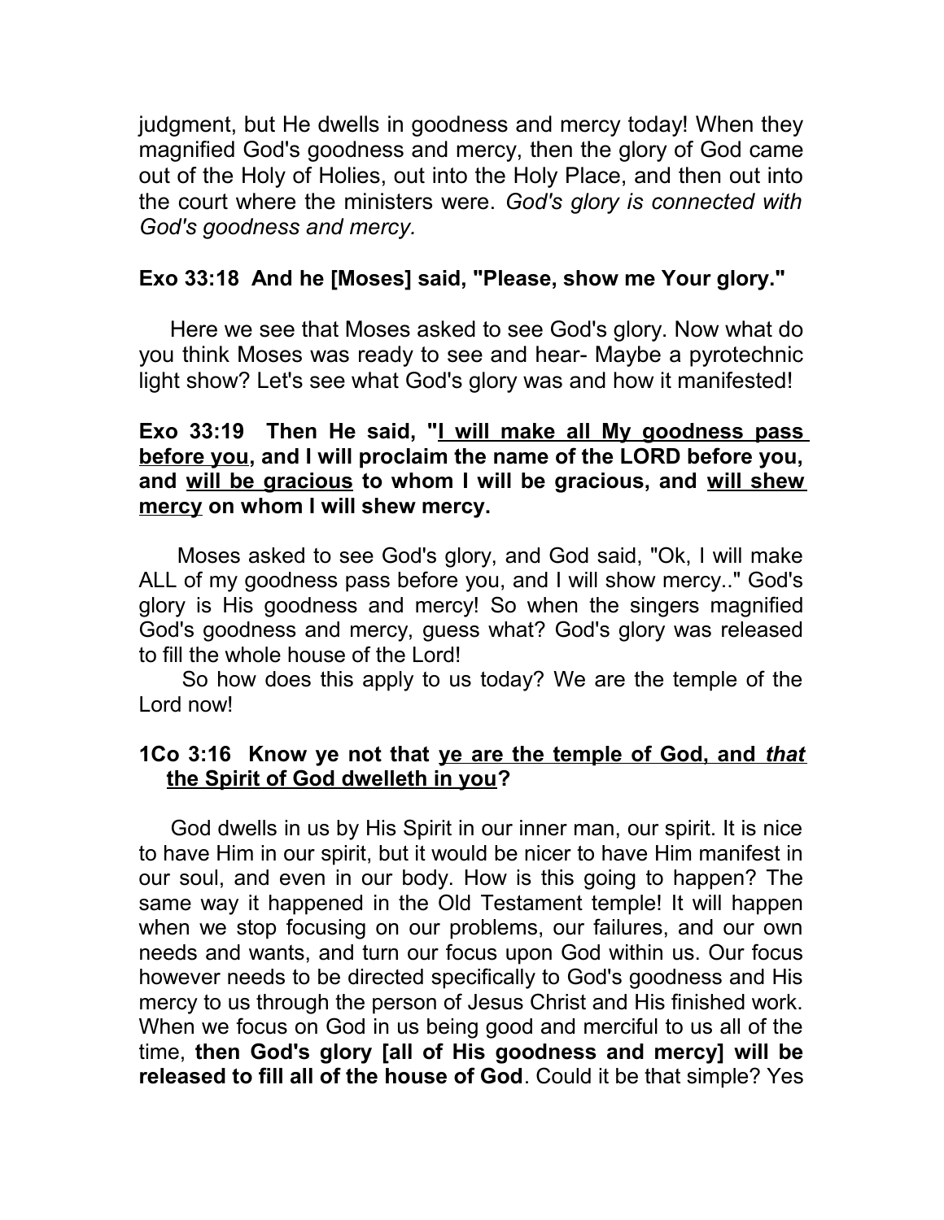judgment, but He dwells in goodness and mercy today! When they magnified God's goodness and mercy, then the glory of God came out of the Holy of Holies, out into the Holy Place, and then out into the court where the ministers were. *God's glory is connected with God's goodness and mercy.*

**Exo 33:18 And he [Moses] said, "Please, show me Your glory."**

Here we see that Moses asked to see God's glory. Now what do you think Moses was ready to see and hear- Maybe a pyrotechnic light show? Let's see what God's glory was and how it manifested!

**Exo 33:19 Then He said, "<u>I will make all My goodness pass before you</u>, and I will proclaim the name of the LORD before you, and <u>will be gracious</u> to whom I will be gracious, and <u>will shew mercy</u> on whom I will shew mercy.**

Moses asked to see God's glory, and God said, "Ok, I will make ALL of my goodness pass before you, and I will show mercy.." God's glory is His goodness and mercy! So when the singers magnified God's goodness and mercy, guess what? God's glory was released to fill the whole house of the Lord!

So how does this apply to us today? We are the temple of the Lord now!

**1Co 3:16 Know ye not that <u>ye are the temple of God, and *that* the Spirit of God dwelleth in you</u>?**

God dwells in us by His Spirit in our inner man, our spirit. It is nice to have Him in our spirit, but it would be nicer to have Him manifest in our soul, and even in our body. How is this going to happen? The same way it happened in the Old Testament temple! It will happen when we stop focusing on our problems, our failures, and our own needs and wants, and turn our focus upon God within us. Our focus however needs to be directed specifically to God's goodness and His mercy to us through the person of Jesus Christ and His finished work. When we focus on God in us being good and merciful to us all of the time, **then God's glory [all of His goodness and mercy] will be released to fill all of the house of God**. Could it be that simple? Yes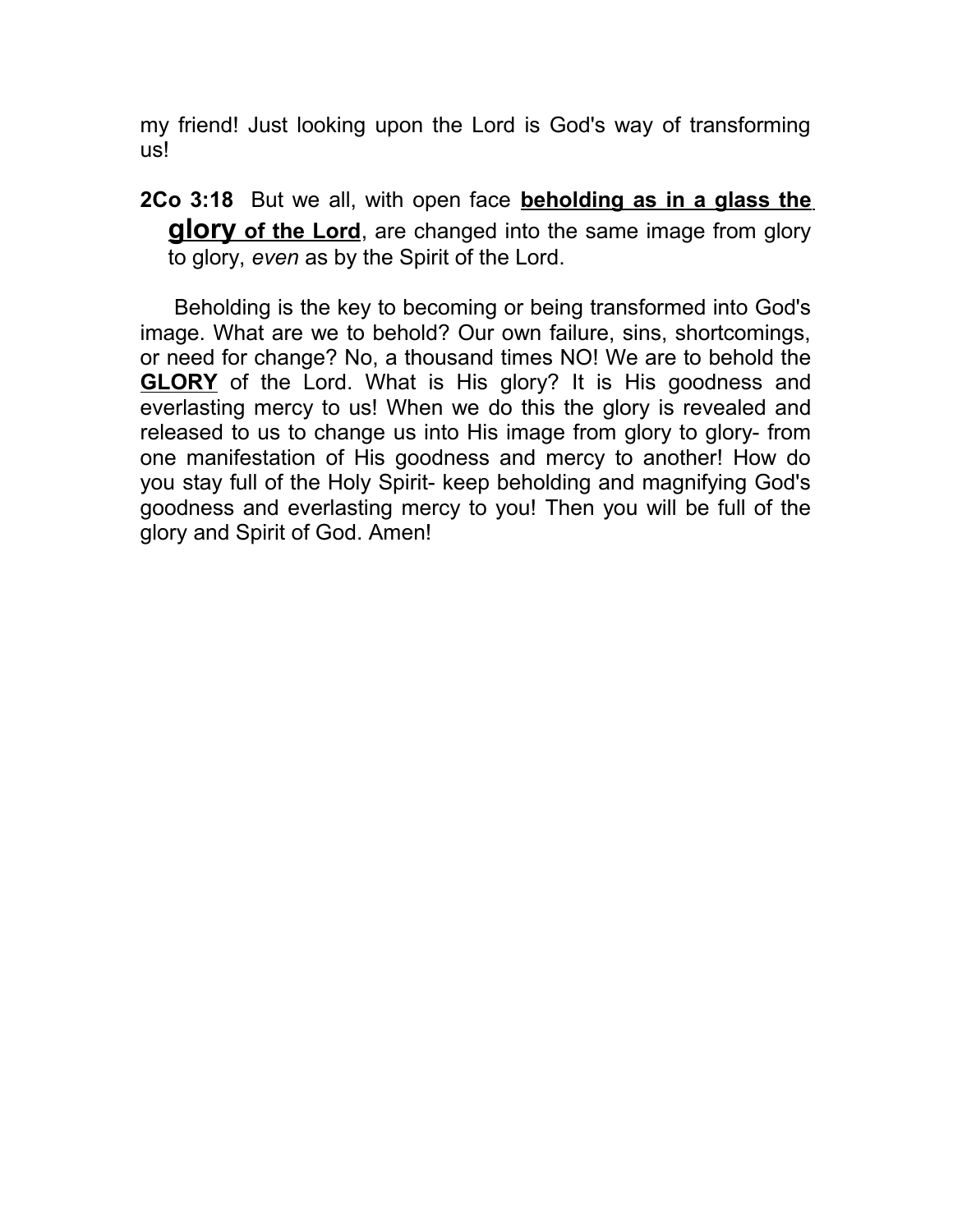my friend! Just looking upon the Lord is God's way of transforming us!

**2Co 3:18** But we all, with open face **beholding as in a glass the glory of the Lord**, are changed into the same image from glory to glory, *even* as by the Spirit of the Lord.

Beholding is the key to becoming or being transformed into God's image. What are we to behold? Our own failure, sins, shortcomings, or need for change? No, a thousand times NO! We are to behold the **GLORY** of the Lord. What is His glory? It is His goodness and everlasting mercy to us! When we do this the glory is revealed and released to us to change us into His image from glory to glory- from one manifestation of His goodness and mercy to another! How do you stay full of the Holy Spirit- keep beholding and magnifying God's goodness and everlasting mercy to you! Then you will be full of the glory and Spirit of God. Amen!